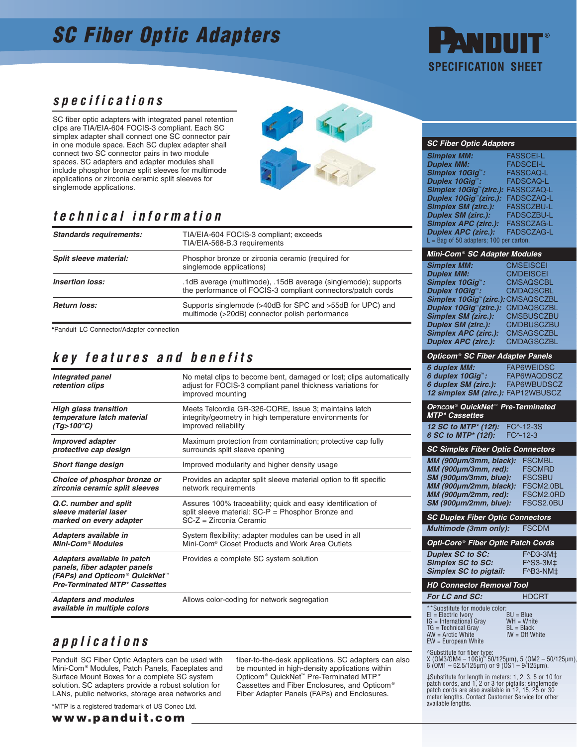# SC Fiber Optic Adapters

PANDUIT®
SPECIFICATION SHEET

## specifications

SC fiber optic adapters with integrated panel retention clips are TIA/EIA-604 FOCIS-3 compliant. Each SC simplex adapter shall connect one SC connector pair in one module space. Each SC duplex adapter shall connect two SC connector pairs in two module spaces. SC adapters and adapter modules shall include phosphor bronze split sleeves for multimode applications or zirconia ceramic split sleeves for singlemode applications.

## technical information

| | |
|---|---|
| ***Standards requirements:*** | TIA/EIA-604 FOCIS-3 compliant; exceeds TIA/EIA-568-B.3 requirements |
| ***Split sleeve material:*** | Phosphor bronze or zirconia ceramic (required for singlemode applications) |
| ***Insertion loss:*** | .1dB average (multimode), .15dB average (singlemode); supports the performance of FOCIS-3 compliant connectors/patch cords |
| ***Return loss:*** | Supports singlemode (>40dB for SPC and >55dB for UPC) and multimode (>20dB) connector polish performance |

•Panduit LC Connector/Adapter connection

## key features and benefits

| | |
|---|---|
| ***Integrated panel retention clips*** | No metal clips to become bent, damaged or lost; clips automatically adjust for FOCIS-3 compliant panel thickness variations for improved mounting |
| ***High glass transition temperature latch material (Tg>100°C)*** | Meets Telcordia GR-326-CORE, Issue 3; maintains latch integrity/geometry in high temperature environments for improved reliability |
| ***Improved adapter protective cap design*** | Maximum protection from contamination; protective cap fully surrounds split sleeve opening |
| ***Short flange design*** | Improved modularity and higher density usage |
| ***Choice of phosphor bronze or zirconia ceramic split sleeves*** | Provides an adapter split sleeve material option to fit specific network requirements |
| ***Q.C. number and split sleeve material laser marked on every adapter*** | Assures 100% traceability; quick and easy identification of split sleeve material: SC-P = Phosphor Bronze and SC-Z = Zirconia Ceramic |
| ***Adapters available in Mini-Com® Modules*** | System flexibility; adapter modules can be used in all Mini-Com® Closet Products and Work Area Outlets |
| ***Adapters available in patch panels, fiber adapter panels (FAPs) and Opticom® QuickNet™ Pre-Terminated MTP* Cassettes*** | Provides a complete SC system solution |
| ***Adapters and modules available in multiple colors*** | Allows color-coding for network segregation |

## applications

Panduit SC Fiber Optic Adapters can be used with Mini-Com® Modules, Patch Panels, Faceplates and Surface Mount Boxes for a complete SC system solution. SC adapters provide a robust solution for LANs, public networks, storage area networks and fiber-to-the-desk applications. SC adapters can also be mounted in high-density applications within Opticom® QuickNet™ Pre-Terminated MTP* Cassettes and Fiber Enclosures, and Opticom® Fiber Adapter Panels (FAPs) and Enclosures.

*MTP is a registered trademark of US Conec Ltd.

**www.panduit.com**

### SC Fiber Optic Adapters

| | |
|---|---|
| ***Simplex MM:*** | FASSCEI-L |
| ***Duplex MM:*** | FADSCEI-L |
| ***Simplex 10Gig™:*** | FASSCAQ-L |
| ***Duplex 10Gig™:*** | FADSCAQ-L |
| ***Simplex 10Gig™(zirc.):*** | FASSCZAQ-L |
| ***Duplex 10Gig™(zirc.):*** | FADSCZAQ-L |
| ***Simplex SM (zirc.):*** | FASSCZBU-L |
| ***Duplex SM (zirc.):*** | FADSCZBU-L |
| ***Simplex APC (zirc.):*** | FASSCZAG-L |
| ***Duplex APC (zirc.):*** | FADSCZAG-L |

L = Bag of 50 adapters; 100 per carton.

### Mini-Com® SC Adapter Modules

| | |
|---|---|
| ***Simplex MM:*** | CMSEISCEI |
| ***Duplex MM:*** | CMDEISCEI |
| ***Simplex 10Gig™:*** | CMSAQSCBL |
| ***Duplex 10Gig™:*** | CMDAQSCBL |
| ***Simplex 10Gig™(zirc.):*** | CMSAQSCZBL |
| ***Duplex 10Gig™(zirc.):*** | CMDAQSCZBL |
| ***Simplex SM (zirc.):*** | CMSBUSCZBU |
| ***Duplex SM (zirc.):*** | CMDBUSCZBU |
| ***Simplex APC (zirc.):*** | CMSAGSCZBL |
| ***Duplex APC (zirc.):*** | CMDAGSCZBL |

### Opticom® SC Fiber Adapter Panels

| | |
|---|---|
| ***6 duplex MM:*** | FAP6WEIDSC |
| ***6 duplex 10Gig™:*** | FAP6WAQDSCZ |
| ***6 duplex SM (zirc.):*** | FAP6WBUDSCZ |
| ***12 simplex SM (zirc.):*** | FAP12WBUSCZ |

### Opticom® QuickNet™ Pre-Terminated MTP* Cassettes

| | |
|---|---|
| ***12 SC to MTP* (12f):*** | FC^-12-3S |
| ***6 SC to MTP* (12f):*** | FC^-12-3 |

### SC Simplex Fiber Optic Connectors

| | |
|---|---|
| ***MM (900µm/3mm, black):*** | FSCMBL |
| ***MM (900µm/3mm, red):*** | FSCMRD |
| ***SM (900µm/3mm, blue):*** | FSCSBU |
| ***MM (900µm/2mm, black):*** | FSCM2.0BL |
| ***MM (900µm/2mm, red):*** | FSCM2.0RD |
| ***SM (900µm/2mm, blue):*** | FSCS2.0BU |

### SC Duplex Fiber Optic Connectors

| | |
|---|---|
| ***Multimode (3mm only):*** | FSCDM |

### Opti-Core® Fiber Optic Patch Cords

| | |
|---|---|
| ***Duplex SC to SC:*** | F^D3-3M‡ |
| ***Simplex SC to SC:*** | F^S3-3M‡ |
| ***Simplex SC to pigtail:*** | F^B3-NM‡ |

### HD Connector Removal Tool

| | |
|---|---|
| ***For LC and SC:*** | HDCRT |

**Substitute for module color:
EI = Electric Ivory
IG = International Gray
TG = Technical Gray
AW = Arctic White
EW = European White
BU = Blue
WH = White
BL = Black
IW = Off White

^Substitute for fiber type:
X (OM3/OM4 – 10Gig™ 50/125µm), 5 (OM2 – 50/125µm), 6 (OM1 – 62.5/125µm) or 9 (OS1 – 9/125µm).

‡Substitute for length in meters: 1, 2, 3, 5 or 10 for patch cords, and 1, 2 or 3 for pigtails; singlemode patch cords are also available in 12, 15, 25 or 30 meter lengths. Contact Customer Service for other available lengths.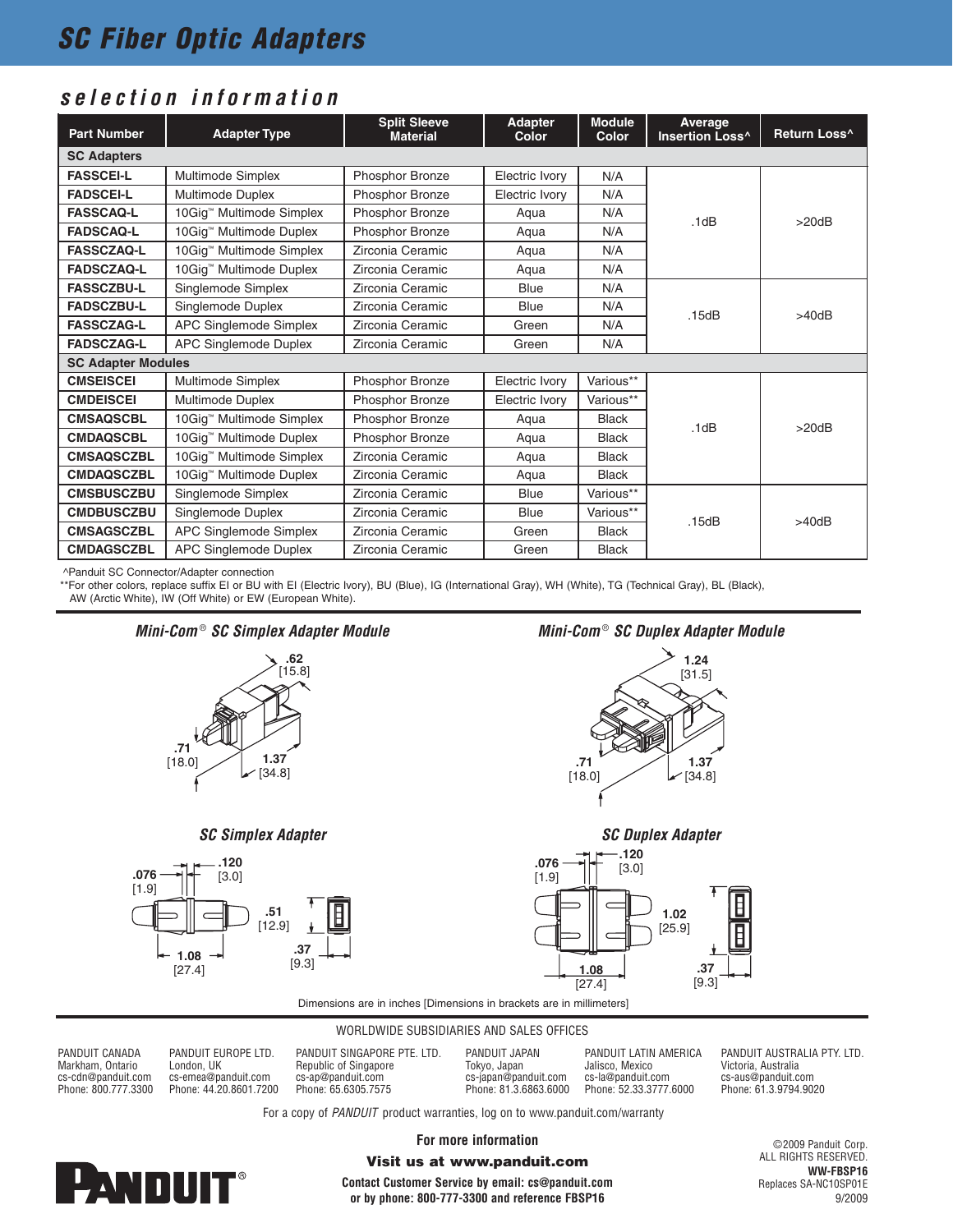# SC Fiber Optic Adapters

## selection information

| Part Number | Adapter Type | Split Sleeve Material | Adapter Color | Module Color | Average Insertion Loss^ | Return Loss^ |
|---|---|---|---|---|---|---|
| **SC Adapters** | | | | | | |
| **FASSCEI-L** | Multimode Simplex | Phosphor Bronze | Electric Ivory | N/A | .1dB | >20dB |
| **FADSCEI-L** | Multimode Duplex | Phosphor Bronze | Electric Ivory | N/A | | |
| **FASSCAQ-L** | 10Gig™ Multimode Simplex | Phosphor Bronze | Aqua | N/A | | |
| **FADSCAQ-L** | 10Gig™ Multimode Duplex | Phosphor Bronze | Aqua | N/A | | |
| **FASSCZAQ-L** | 10Gig™ Multimode Simplex | Zirconia Ceramic | Aqua | N/A | | |
| **FADSCZAQ-L** | 10Gig™ Multimode Duplex | Zirconia Ceramic | Aqua | N/A | | |
| **FASSCZBU-L** | Singlemode Simplex | Zirconia Ceramic | Blue | N/A | .15dB | >40dB |
| **FADSCZBU-L** | Singlemode Duplex | Zirconia Ceramic | Blue | N/A | | |
| **FASSCZAG-L** | APC Singlemode Simplex | Zirconia Ceramic | Green | N/A | | |
| **FADSCZAG-L** | APC Singlemode Duplex | Zirconia Ceramic | Green | N/A | | |
| **SC Adapter Modules** | | | | | | |
| **CMSEISCEI** | Multimode Simplex | Phosphor Bronze | Electric Ivory | Various** | .1dB | >20dB |
| **CMDEISCEI** | Multimode Duplex | Phosphor Bronze | Electric Ivory | Various** | | |
| **CMSAQSCBL** | 10Gig™ Multimode Simplex | Phosphor Bronze | Aqua | Black | | |
| **CMDAQSCBL** | 10Gig™ Multimode Duplex | Phosphor Bronze | Aqua | Black | | |
| **CMSAQSCZBL** | 10Gig™ Multimode Simplex | Zirconia Ceramic | Aqua | Black | | |
| **CMDAQSCZBL** | 10Gig™ Multimode Duplex | Zirconia Ceramic | Aqua | Black | | |
| **CMSBUSCZBU** | Singlemode Simplex | Zirconia Ceramic | Blue | Various** | .15dB | >40dB |
| **CMDBUSCZBU** | Singlemode Duplex | Zirconia Ceramic | Blue | Various** | | |
| **CMSAGSCZBL** | APC Singlemode Simplex | Zirconia Ceramic | Green | Black | | |
| **CMDAGSCZBL** | APC Singlemode Duplex | Zirconia Ceramic | Green | Black | | |

^Panduit SC Connector/Adapter connection

**For other colors, replace suffix EI or BU with EI (Electric Ivory), BU (Blue), IG (International Gray), WH (White), TG (Technical Gray), BL (Black), AW (Arctic White), IW (Off White) or EW (European White).

### Mini-Com® SC Simplex Adapter Module

.62 [15.8]

.71 [18.0]

1.37 [34.8]

### Mini-Com® SC Duplex Adapter Module

1.24 [31.5]

.71 [18.0]

1.37 [34.8]

### SC Simplex Adapter

.076 [1.9]

.120 [3.0]

.51 [12.9]

1.08 [27.4]

.37 [9.3]

### SC Duplex Adapter

.076 [1.9]

.120 [3.0]

1.02 [25.9]

1.08 [27.4]

.37 [9.3]

Dimensions are in inches [Dimensions in brackets are in millimeters]

WORLDWIDE SUBSIDIARIES AND SALES OFFICES

PANDUIT CANADA
Markham, Ontario
cs-cdn@panduit.com
Phone: 800.777.3300

PANDUIT EUROPE LTD.
London, UK
cs-emea@panduit.com
Phone: 44.20.8601.7200

PANDUIT SINGAPORE PTE. LTD.
Republic of Singapore
cs-ap@panduit.com
Phone: 65.6305.7575

PANDUIT JAPAN
Tokyo, Japan
cs-japan@panduit.com
Phone: 81.3.6863.6000

PANDUIT LATIN AMERICA
Jalisco, Mexico
cs-la@panduit.com
Phone: 52.33.3777.6000

PANDUIT AUSTRALIA PTY. LTD.
Victoria, Australia
cs-aus@panduit.com
Phone: 61.3.9794.9020

For a copy of *PANDUIT* product warranties, log on to www.panduit.com/warranty

**For more information**

**Visit us at www.panduit.com**

**Contact Customer Service by email: cs@panduit.com or by phone: 800-777-3300 and reference FBSP16**

PANDUIT®

©2009 Panduit Corp.
ALL RIGHTS RESERVED.
**WW-FBSP16**
Replaces SA-NC10SP01E
9/2009